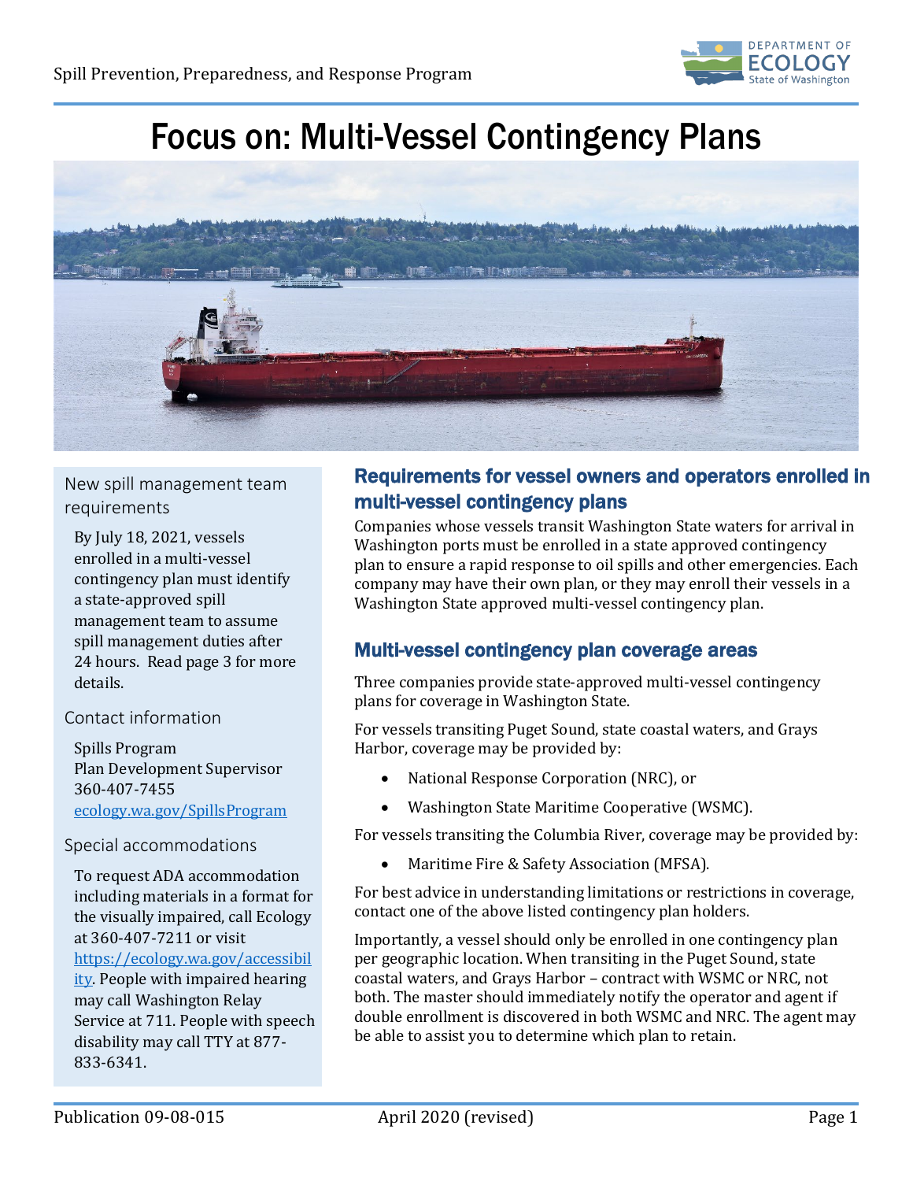# Focus on: Multi-Vessel Contingency Plans

New spill management team requirements

By July 18, 2021, vessels enrolled in a multi-vessel contingency plan must identify a state-approved spill management team to assume spill management duties after 24 hours. Read page 3 for more details.

Contact information

Spills Program
Plan Development Supervisor
360-407-7455
[ecology.wa.gov/SpillsProgram](ecology.wa.gov/SpillsProgram)

Special accommodations

To request ADA accommodation including materials in a format for the visually impaired, call Ecology at 360-407-7211 or visit [https://ecology.wa.gov/accessibility](https://ecology.wa.gov/accessibility). People with impaired hearing may call Washington Relay Service at 711. People with speech disability may call TTY at 877-833-6341.

## Requirements for vessel owners and operators enrolled in multi-vessel contingency plans

Companies whose vessels transit Washington State waters for arrival in Washington ports must be enrolled in a state approved contingency plan to ensure a rapid response to oil spills and other emergencies. Each company may have their own plan, or they may enroll their vessels in a Washington State approved multi-vessel contingency plan.

## Multi-vessel contingency plan coverage areas

Three companies provide state-approved multi-vessel contingency plans for coverage in Washington State.

For vessels transiting Puget Sound, state coastal waters, and Grays Harbor, coverage may be provided by:

- National Response Corporation (NRC), or
- Washington State Maritime Cooperative (WSMC).

For vessels transiting the Columbia River, coverage may be provided by:

- Maritime Fire & Safety Association (MFSA).

For best advice in understanding limitations or restrictions in coverage, contact one of the above listed contingency plan holders.

Importantly, a vessel should only be enrolled in one contingency plan per geographic location. When transiting in the Puget Sound, state coastal waters, and Grays Harbor – contract with WSMC or NRC, not both. The master should immediately notify the operator and agent if double enrollment is discovered in both WSMC and NRC. The agent may be able to assist you to determine which plan to retain.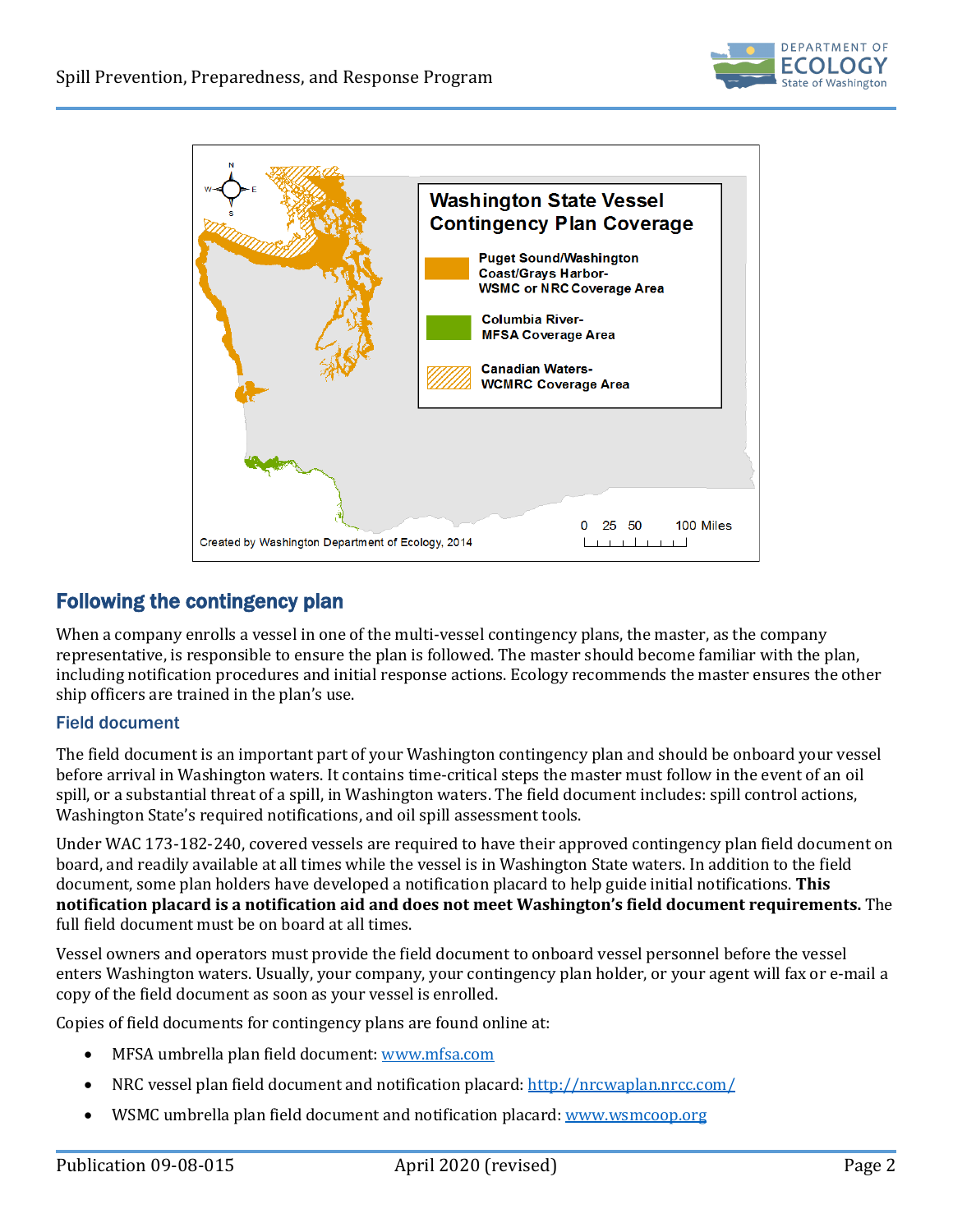## Following the contingency plan

When a company enrolls a vessel in one of the multi-vessel contingency plans, the master, as the company representative, is responsible to ensure the plan is followed. The master should become familiar with the plan, including notification procedures and initial response actions. Ecology recommends the master ensures the other ship officers are trained in the plan's use.

### Field document

The field document is an important part of your Washington contingency plan and should be onboard your vessel before arrival in Washington waters. It contains time-critical steps the master must follow in the event of an oil spill, or a substantial threat of a spill, in Washington waters. The field document includes: spill control actions, Washington State's required notifications, and oil spill assessment tools.

Under WAC 173-182-240, covered vessels are required to have their approved contingency plan field document on board, and readily available at all times while the vessel is in Washington State waters. In addition to the field document, some plan holders have developed a notification placard to help guide initial notifications. **This notification placard is a notification aid and does not meet Washington's field document requirements.** The full field document must be on board at all times.

Vessel owners and operators must provide the field document to onboard vessel personnel before the vessel enters Washington waters. Usually, your company, your contingency plan holder, or your agent will fax or e-mail a copy of the field document as soon as your vessel is enrolled.

Copies of field documents for contingency plans are found online at:

- MFSA umbrella plan field document: www.mfsa.com
- NRC vessel plan field document and notification placard: http://nrcwaplan.nrcc.com/
- WSMC umbrella plan field document and notification placard: www.wsmcoop.org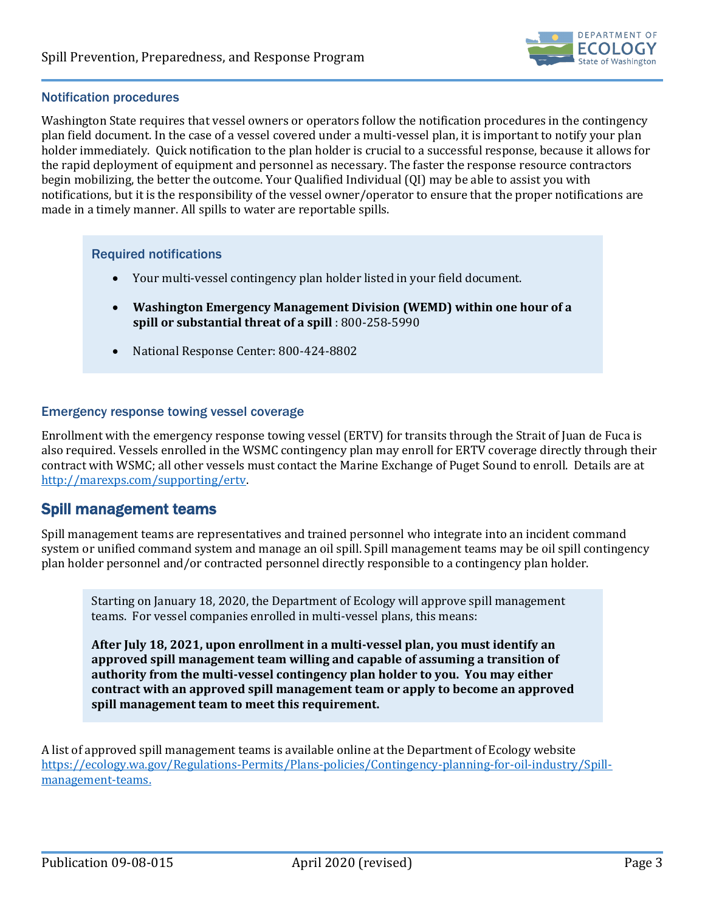### Notification procedures

Washington State requires that vessel owners or operators follow the notification procedures in the contingency plan field document. In the case of a vessel covered under a multi-vessel plan, it is important to notify your plan holder immediately. Quick notification to the plan holder is crucial to a successful response, because it allows for the rapid deployment of equipment and personnel as necessary. The faster the response resource contractors begin mobilizing, the better the outcome. Your Qualified Individual (QI) may be able to assist you with notifications, but it is the responsibility of the vessel owner/operator to ensure that the proper notifications are made in a timely manner. All spills to water are reportable spills.

#### Required notifications

- Your multi-vessel contingency plan holder listed in your field document.
- **Washington Emergency Management Division (WEMD) within one hour of a spill or substantial threat of a spill** : 800-258-5990
- National Response Center: 800-424-8802

### Emergency response towing vessel coverage

Enrollment with the emergency response towing vessel (ERTV) for transits through the Strait of Juan de Fuca is also required. Vessels enrolled in the WSMC contingency plan may enroll for ERTV coverage directly through their contract with WSMC; all other vessels must contact the Marine Exchange of Puget Sound to enroll. Details are at [http://marexps.com/supporting/ertv](http://marexps.com/supporting/ertv).

## Spill management teams

Spill management teams are representatives and trained personnel who integrate into an incident command system or unified command system and manage an oil spill. Spill management teams may be oil spill contingency plan holder personnel and/or contracted personnel directly responsible to a contingency plan holder.

Starting on January 18, 2020, the Department of Ecology will approve spill management teams. For vessel companies enrolled in multi-vessel plans, this means:

**After July 18, 2021, upon enrollment in a multi-vessel plan, you must identify an approved spill management team willing and capable of assuming a transition of authority from the multi-vessel contingency plan holder to you. You may either contract with an approved spill management team or apply to become an approved spill management team to meet this requirement.**

A list of approved spill management teams is available online at the Department of Ecology website [https://ecology.wa.gov/Regulations-Permits/Plans-policies/Contingency-planning-for-oil-industry/Spill-management-teams.](https://ecology.wa.gov/Regulations-Permits/Plans-policies/Contingency-planning-for-oil-industry/Spill-management-teams)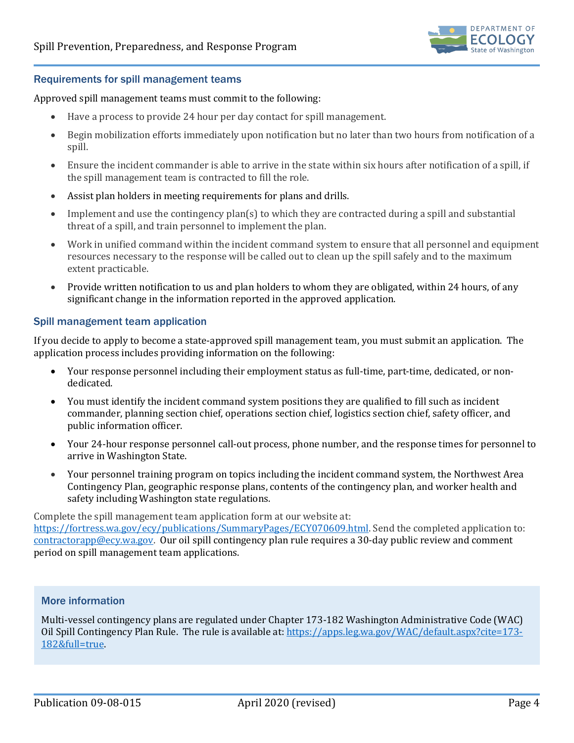## Requirements for spill management teams

Approved spill management teams must commit to the following:

- Have a process to provide 24 hour per day contact for spill management.
- Begin mobilization efforts immediately upon notification but no later than two hours from notification of a spill.
- Ensure the incident commander is able to arrive in the state within six hours after notification of a spill, if the spill management team is contracted to fill the role.
- Assist plan holders in meeting requirements for plans and drills.
- Implement and use the contingency plan(s) to which they are contracted during a spill and substantial threat of a spill, and train personnel to implement the plan.
- Work in unified command within the incident command system to ensure that all personnel and equipment resources necessary to the response will be called out to clean up the spill safely and to the maximum extent practicable.
- Provide written notification to us and plan holders to whom they are obligated, within 24 hours, of any significant change in the information reported in the approved application.

## Spill management team application

If you decide to apply to become a state-approved spill management team, you must submit an application. The application process includes providing information on the following:

- Your response personnel including their employment status as full-time, part-time, dedicated, or non-dedicated.
- You must identify the incident command system positions they are qualified to fill such as incident commander, planning section chief, operations section chief, logistics section chief, safety officer, and public information officer.
- Your 24-hour response personnel call-out process, phone number, and the response times for personnel to arrive in Washington State.
- Your personnel training program on topics including the incident command system, the Northwest Area Contingency Plan, geographic response plans, contents of the contingency plan, and worker health and safety including Washington state regulations.

Complete the spill management team application form at our website at: [https://fortress.wa.gov/ecy/publications/SummaryPages/ECY070609.html](https://fortress.wa.gov/ecy/publications/SummaryPages/ECY070609.html). Send the completed application to: [contractorapp@ecy.wa.gov](mailto:contractorapp@ecy.wa.gov). Our oil spill contingency plan rule requires a 30-day public review and comment period on spill management team applications.

## More information

Multi-vessel contingency plans are regulated under Chapter 173-182 Washington Administrative Code (WAC) Oil Spill Contingency Plan Rule. The rule is available at: [https://apps.leg.wa.gov/WAC/default.aspx?cite=173-182&full=true](https://apps.leg.wa.gov/WAC/default.aspx?cite=173-182&full=true).